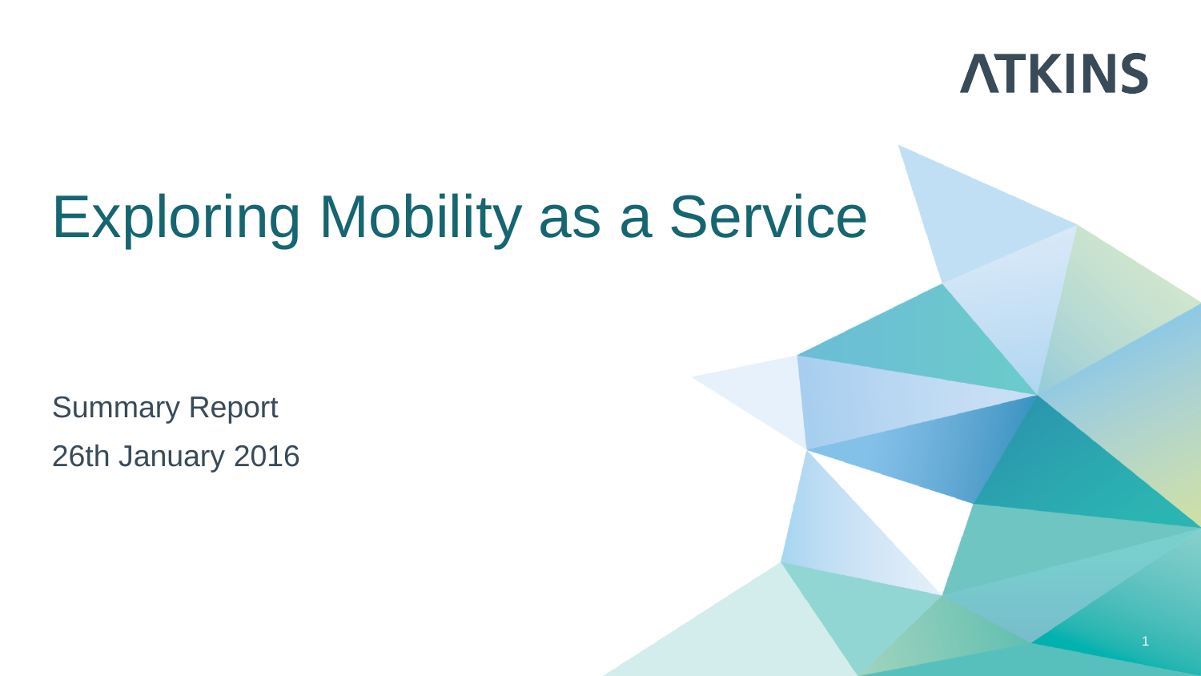ATKINS

# Exploring Mobility as a Service

Summary Report

26th January 2016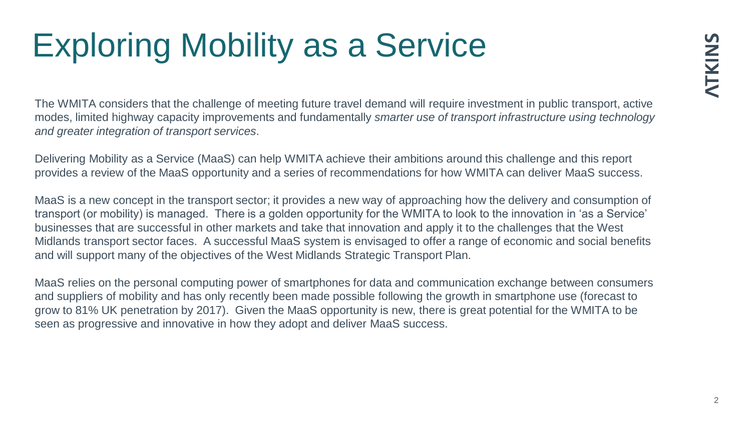# Exploring Mobility as a Service

The WMITA considers that the challenge of meeting future travel demand will require investment in public transport, active modes, limited highway capacity improvements and fundamentally *smarter use of transport infrastructure using technology and greater integration of transport services*.

Delivering Mobility as a Service (MaaS) can help WMITA achieve their ambitions around this challenge and this report provides a review of the MaaS opportunity and a series of recommendations for how WMITA can deliver MaaS success.

MaaS is a new concept in the transport sector; it provides a new way of approaching how the delivery and consumption of transport (or mobility) is managed. There is a golden opportunity for the WMITA to look to the innovation in 'as a Service' businesses that are successful in other markets and take that innovation and apply it to the challenges that the West Midlands transport sector faces. A successful MaaS system is envisaged to offer a range of economic and social benefits and will support many of the objectives of the West Midlands Strategic Transport Plan.

MaaS relies on the personal computing power of smartphones for data and communication exchange between consumers and suppliers of mobility and has only recently been made possible following the growth in smartphone use (forecast to grow to 81% UK penetration by 2017). Given the MaaS opportunity is new, there is great potential for the WMITA to be seen as progressive and innovative in how they adopt and deliver MaaS success.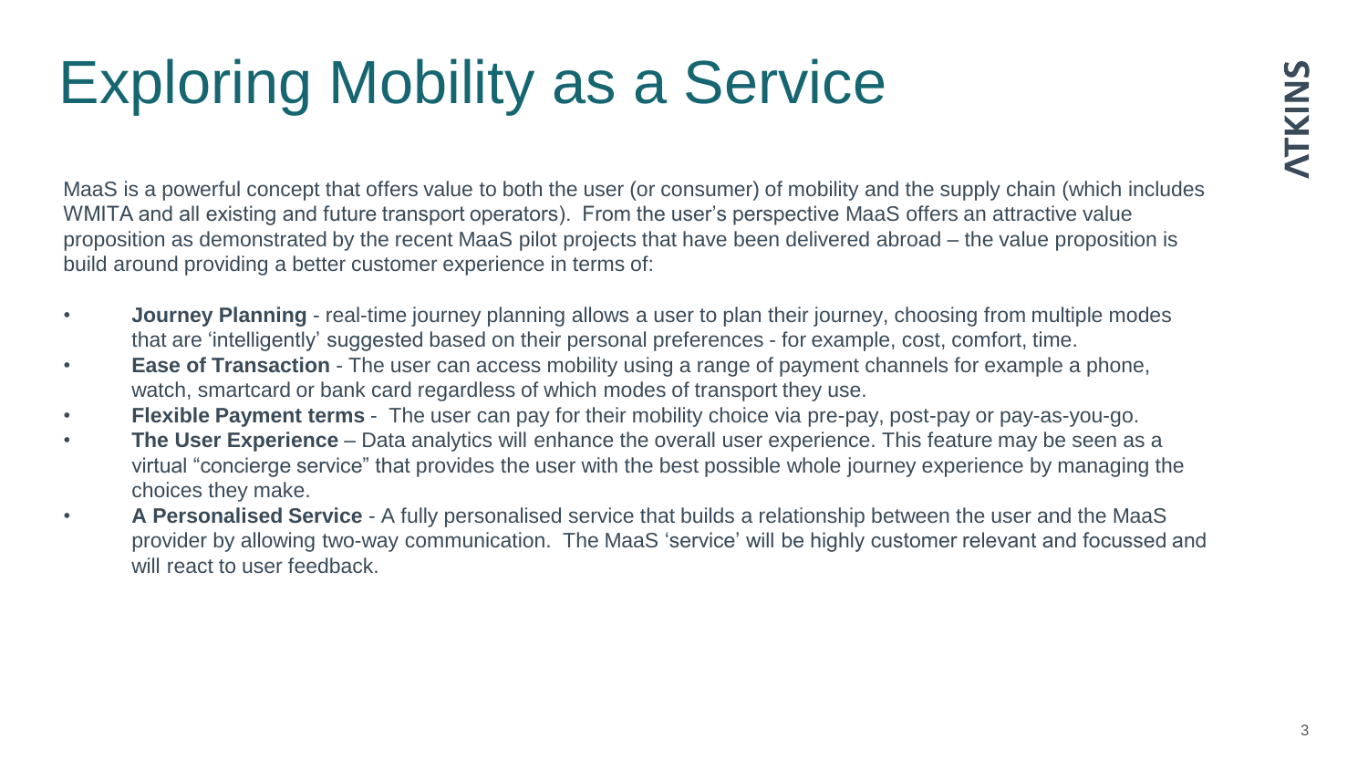# Exploring Mobility as a Service

MaaS is a powerful concept that offers value to both the user (or consumer) of mobility and the supply chain (which includes WMITA and all existing and future transport operators). From the user's perspective MaaS offers an attractive value proposition as demonstrated by the recent MaaS pilot projects that have been delivered abroad – the value proposition is build around providing a better customer experience in terms of:

- **Journey Planning** - real-time journey planning allows a user to plan their journey, choosing from multiple modes that are 'intelligently' suggested based on their personal preferences - for example, cost, comfort, time.
- **Ease of Transaction** - The user can access mobility using a range of payment channels for example a phone, watch, smartcard or bank card regardless of which modes of transport they use.
- **Flexible Payment terms** - The user can pay for their mobility choice via pre-pay, post-pay or pay-as-you-go.
- **The User Experience** – Data analytics will enhance the overall user experience. This feature may be seen as a virtual "concierge service" that provides the user with the best possible whole journey experience by managing the choices they make.
- **A Personalised Service** - A fully personalised service that builds a relationship between the user and the MaaS provider by allowing two-way communication. The MaaS 'service' will be highly customer relevant and focussed and will react to user feedback.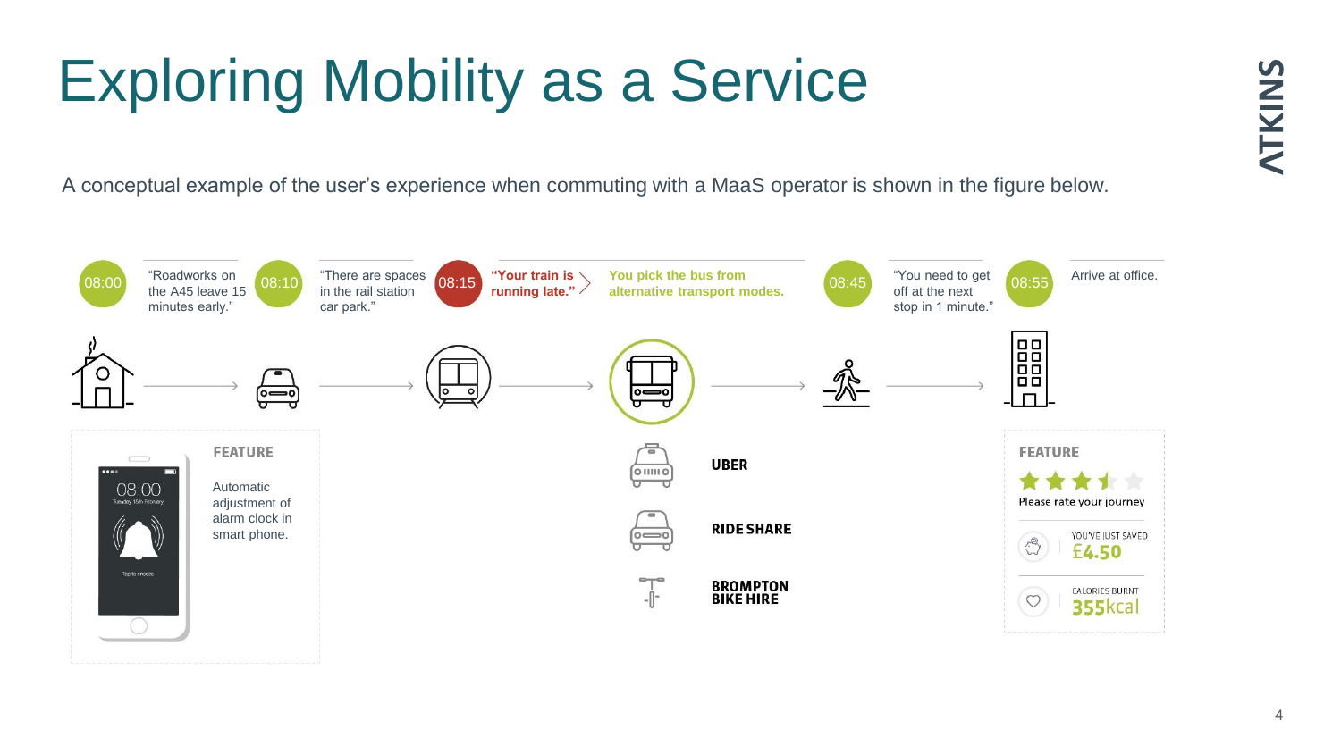# Exploring Mobility as a Service

A conceptual example of the user's experience when commuting with a MaaS operator is shown in the figure below.

08:00 "Roadworks on the A45 leave 15 minutes early."

08:10 "There are spaces in the rail station car park."

08:15 **"Your train is running late."**

**You pick the bus from alternative transport modes.**

08:45 "You need to get off at the next stop in 1 minute."

08:55 Arrive at office.

**FEATURE**

Automatic adjustment of alarm clock in smart phone.

08:00

Tuesday 15th February

Tap to snooze

**UBER**

**RIDE SHARE**

**BROMPTON BIKE HIRE**

**FEATURE**

Please rate your journey

YOU'VE JUST SAVED **£4.50**

CALORIES BURNT **355kcal**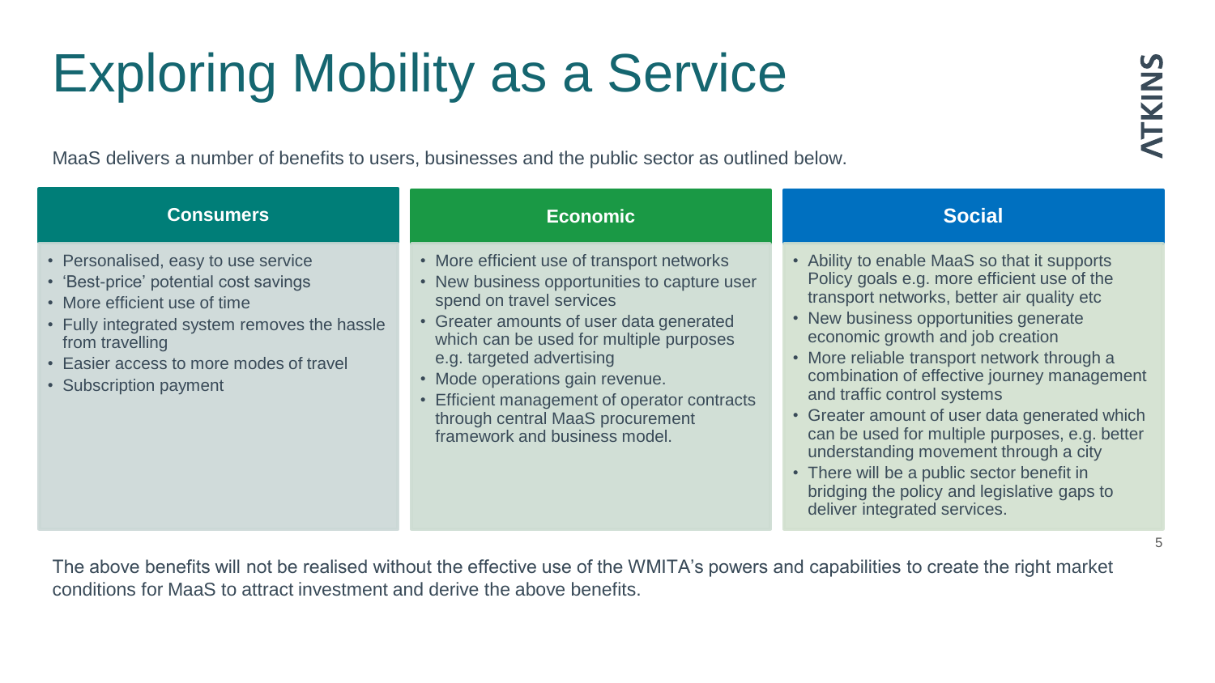# Exploring Mobility as a Service

MaaS delivers a number of benefits to users, businesses and the public sector as outlined below.

### Consumers

- Personalised, easy to use service
- 'Best-price' potential cost savings
- More efficient use of time
- Fully integrated system removes the hassle from travelling
- Easier access to more modes of travel
- Subscription payment

### Economic

- More efficient use of transport networks
- New business opportunities to capture user spend on travel services
- Greater amounts of user data generated which can be used for multiple purposes e.g. targeted advertising
- Mode operations gain revenue.
- Efficient management of operator contracts through central MaaS procurement framework and business model.

### Social

- Ability to enable MaaS so that it supports Policy goals e.g. more efficient use of the transport networks, better air quality etc
- New business opportunities generate economic growth and job creation
- More reliable transport network through a combination of effective journey management and traffic control systems
- Greater amount of user data generated which can be used for multiple purposes, e.g. better understanding movement through a city
- There will be a public sector benefit in bridging the policy and legislative gaps to deliver integrated services.

The above benefits will not be realised without the effective use of the WMITA's powers and capabilities to create the right market conditions for MaaS to attract investment and derive the above benefits.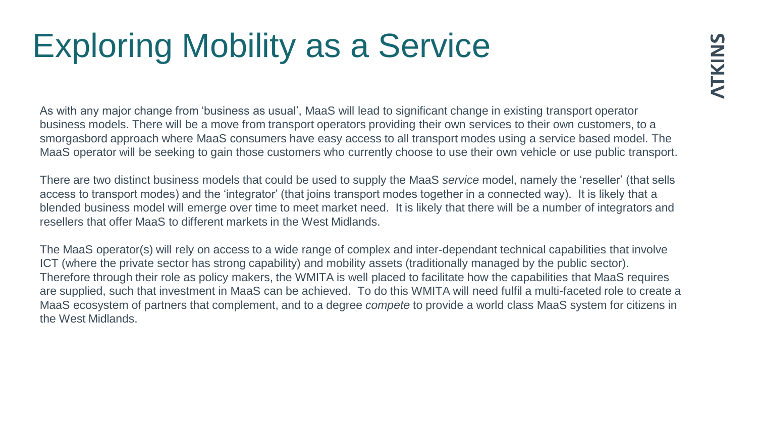# Exploring Mobility as a Service

As with any major change from ‘business as usual’, MaaS will lead to significant change in existing transport operator business models. There will be a move from transport operators providing their own services to their own customers, to a smorgasbord approach where MaaS consumers have easy access to all transport modes using a service based model. The MaaS operator will be seeking to gain those customers who currently choose to use their own vehicle or use public transport.

There are two distinct business models that could be used to supply the MaaS *service* model, namely the ‘reseller’ (that sells access to transport modes) and the ‘integrator’ (that joins transport modes together in a connected way). It is likely that a blended business model will emerge over time to meet market need. It is likely that there will be a number of integrators and resellers that offer MaaS to different markets in the West Midlands.

The MaaS operator(s) will rely on access to a wide range of complex and inter-dependant technical capabilities that involve ICT (where the private sector has strong capability) and mobility assets (traditionally managed by the public sector). Therefore through their role as policy makers, the WMITA is well placed to facilitate how the capabilities that MaaS requires are supplied, such that investment in MaaS can be achieved. To do this WMITA will need fulfil a multi-faceted role to create a MaaS ecosystem of partners that complement, and to a degree *compete* to provide a world class MaaS system for citizens in the West Midlands.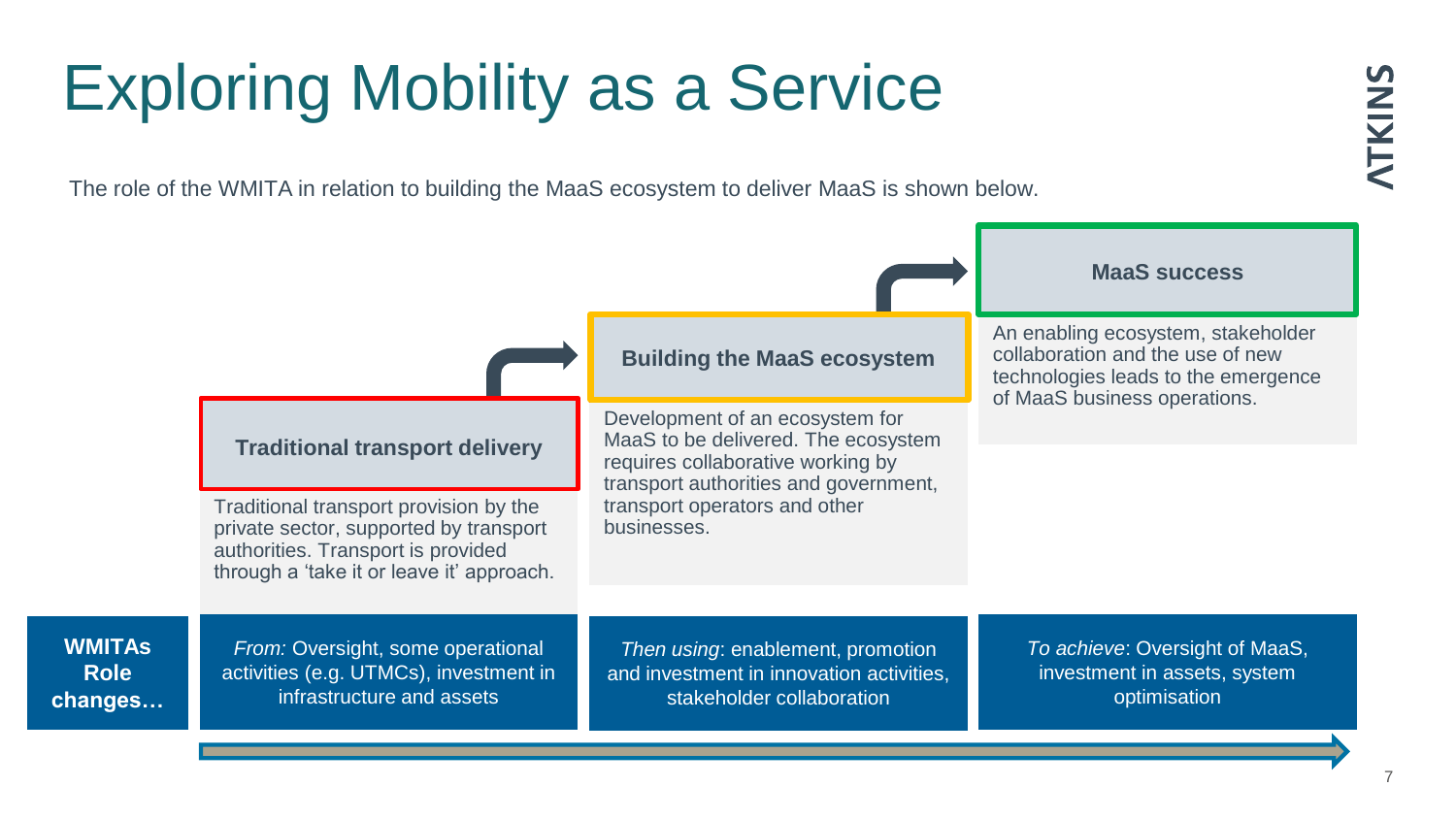# Exploring Mobility as a Service

The role of the WMITA in relation to building the MaaS ecosystem to deliver MaaS is shown below.

### Traditional transport delivery

Traditional transport provision by the private sector, supported by transport authorities. Transport is provided through a 'take it or leave it' approach.

### Building the MaaS ecosystem

Development of an ecosystem for MaaS to be delivered. The ecosystem requires collaborative working by transport authorities and government, transport operators and other businesses.

### MaaS success

An enabling ecosystem, stakeholder collaboration and the use of new technologies leads to the emergence of MaaS business operations.

**WMITAs Role changes…**

- *From:* Oversight, some operational activities (e.g. UTMCs), investment in infrastructure and assets
- *Then using*: enablement, promotion and investment in innovation activities, stakeholder collaboration
- *To achieve*: Oversight of MaaS, investment in assets, system optimisation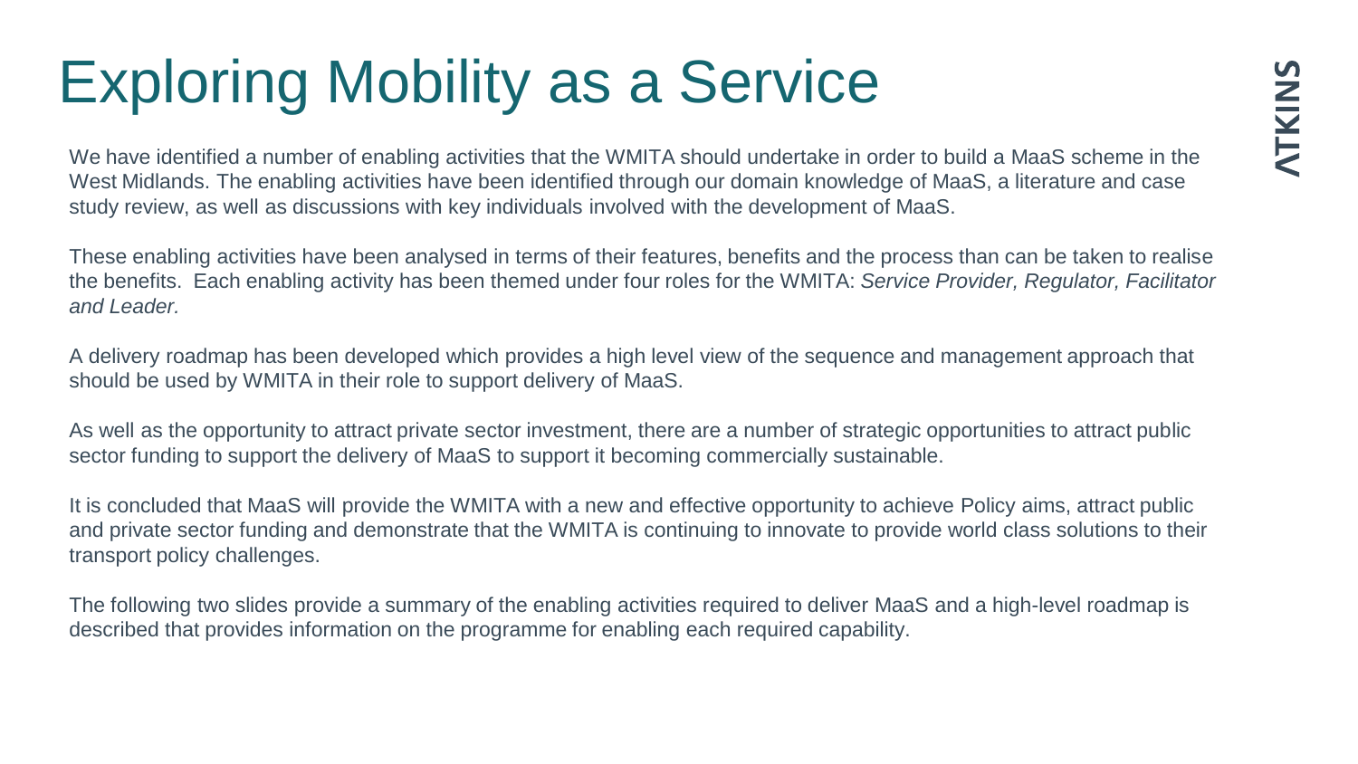# Exploring Mobility as a Service

We have identified a number of enabling activities that the WMITA should undertake in order to build a MaaS scheme in the West Midlands. The enabling activities have been identified through our domain knowledge of MaaS, a literature and case study review, as well as discussions with key individuals involved with the development of MaaS.

These enabling activities have been analysed in terms of their features, benefits and the process than can be taken to realise the benefits. Each enabling activity has been themed under four roles for the WMITA: *Service Provider, Regulator, Facilitator and Leader.*

A delivery roadmap has been developed which provides a high level view of the sequence and management approach that should be used by WMITA in their role to support delivery of MaaS.

As well as the opportunity to attract private sector investment, there are a number of strategic opportunities to attract public sector funding to support the delivery of MaaS to support it becoming commercially sustainable.

It is concluded that MaaS will provide the WMITA with a new and effective opportunity to achieve Policy aims, attract public and private sector funding and demonstrate that the WMITA is continuing to innovate to provide world class solutions to their transport policy challenges.

The following two slides provide a summary of the enabling activities required to deliver MaaS and a high-level roadmap is described that provides information on the programme for enabling each required capability.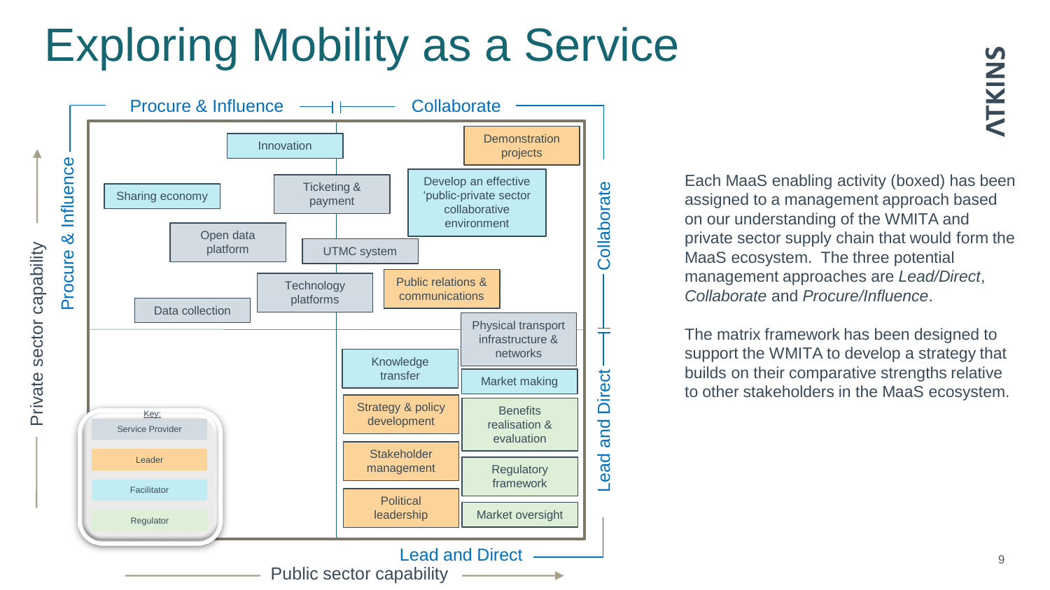# Exploring Mobility as a Service

Procure & Influence | Collaborate

Collaborate | Lead and Direct

Private sector capability

Public sector capability

Innovation

Demonstration projects

Sharing economy

Ticketing & payment

Develop an effective 'public-private sector collaborative environment

Open data platform

UTMC system

Technology platforms

Public relations & communications

Data collection

Physical transport infrastructure & networks

Knowledge transfer

Market making

Strategy & policy development

Benefits realisation & evaluation

Stakeholder management

Regulatory framework

Political leadership

Market oversight

Key:

- Service Provider
- Leader
- Facilitator
- Regulator

Each MaaS enabling activity (boxed) has been assigned to a management approach based on our understanding of the WMITA and private sector supply chain that would form the MaaS ecosystem. The three potential management approaches are *Lead/Direct*, *Collaborate* and *Procure/Influence*.

The matrix framework has been designed to support the WMITA to develop a strategy that builds on their comparative strengths relative to other stakeholders in the MaaS ecosystem.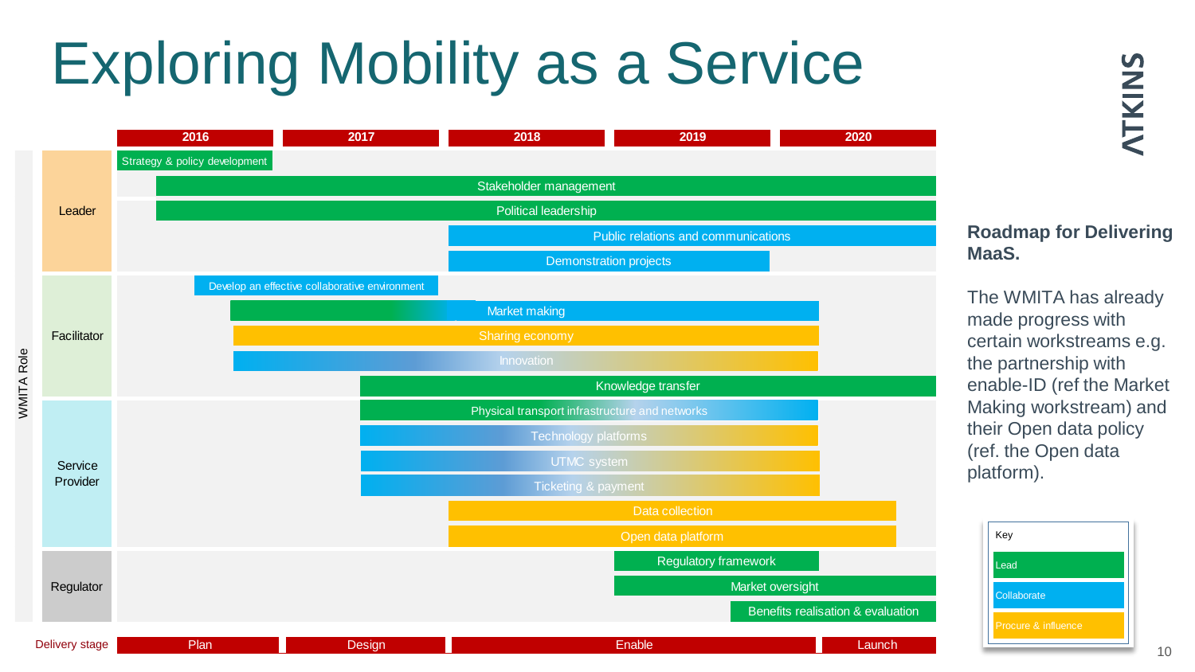# Exploring Mobility as a Service

ATKINS

| WMITA Role | Workstream | 2016 | 2017 | 2018 | 2019 | 2020 |
|---|---|---|---|---|---|---|
| Leader | Strategy & policy development | | | | | |
| | Stakeholder management | | | | | |
| | Political leadership | | | | | |
| | Public relations and communications | | | | | |
| | Demonstration projects | | | | | |
| Facilitator | Develop an effective collaborative environment | | | | | |
| | Market making | | | | | |
| | Sharing economy | | | | | |
| | Innovation | | | | | |
| | Knowledge transfer | | | | | |
| Service Provider | Physical transport infrastructure and networks | | | | | |
| | Technology platforms | | | | | |
| | UTMC system | | | | | |
| | Ticketing & payment | | | | | |
| | Data collection | | | | | |
| | Open data platform | | | | | |
| Regulator | Regulatory framework | | | | | |
| | Market oversight | | | | | |
| | Benefits realisation & evaluation | | | | | |
| Delivery stage | Plan | Design | Enable | | | Launch |

Key: Lead / Collaborate / Procure & influence

**Roadmap for Delivering MaaS.**

The WMITA has already made progress with certain workstreams e.g. the partnership with enable-ID (ref the Market Making workstream) and their Open data policy (ref. the Open data platform).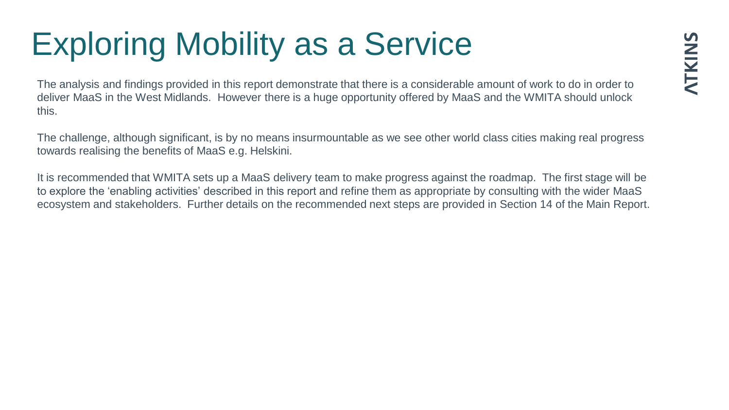# Exploring Mobility as a Service

The analysis and findings provided in this report demonstrate that there is a considerable amount of work to do in order to deliver MaaS in the West Midlands. However there is a huge opportunity offered by MaaS and the WMITA should unlock this.

The challenge, although significant, is by no means insurmountable as we see other world class cities making real progress towards realising the benefits of MaaS e.g. Helskini.

It is recommended that WMITA sets up a MaaS delivery team to make progress against the roadmap. The first stage will be to explore the 'enabling activities' described in this report and refine them as appropriate by consulting with the wider MaaS ecosystem and stakeholders. Further details on the recommended next steps are provided in Section 14 of the Main Report.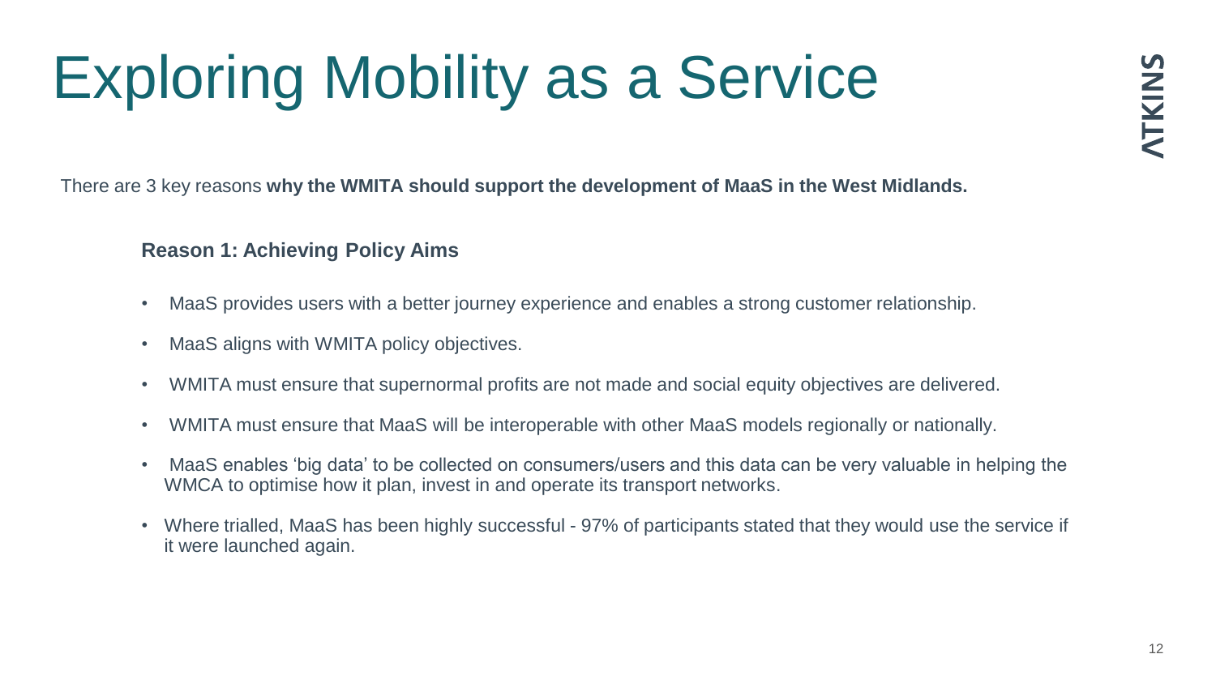# Exploring Mobility as a Service

There are 3 key reasons **why the WMITA should support the development of MaaS in the West Midlands.**

**Reason 1: Achieving Policy Aims**

- MaaS provides users with a better journey experience and enables a strong customer relationship.
- MaaS aligns with WMITA policy objectives.
- WMITA must ensure that supernormal profits are not made and social equity objectives are delivered.
- WMITA must ensure that MaaS will be interoperable with other MaaS models regionally or nationally.
- MaaS enables 'big data' to be collected on consumers/users and this data can be very valuable in helping the WMCA to optimise how it plan, invest in and operate its transport networks.
- Where trialled, MaaS has been highly successful - 97% of participants stated that they would use the service if it were launched again.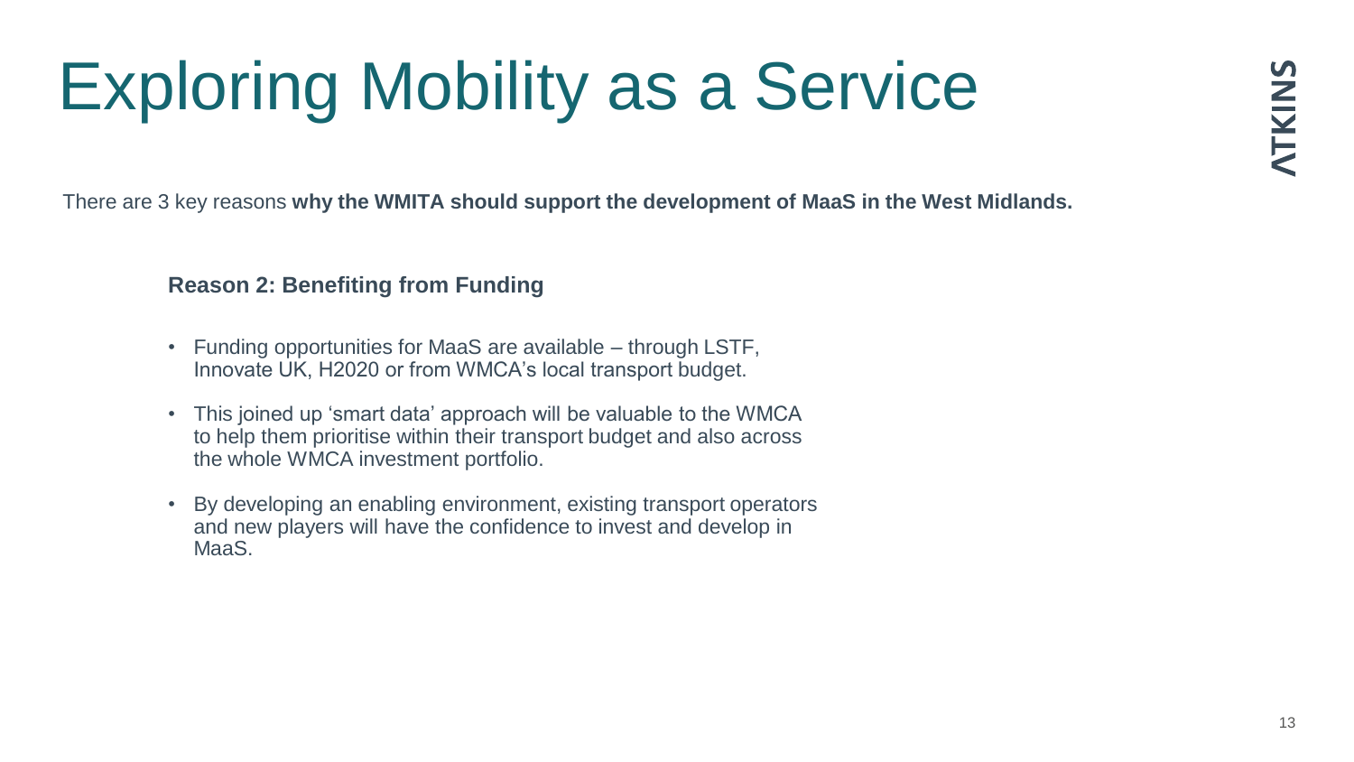# Exploring Mobility as a Service

There are 3 key reasons **why the WMITA should support the development of MaaS in the West Midlands.**

**Reason 2: Benefiting from Funding**

- Funding opportunities for MaaS are available – through LSTF, Innovate UK, H2020 or from WMCA's local transport budget.
- This joined up 'smart data' approach will be valuable to the WMCA to help them prioritise within their transport budget and also across the whole WMCA investment portfolio.
- By developing an enabling environment, existing transport operators and new players will have the confidence to invest and develop in MaaS.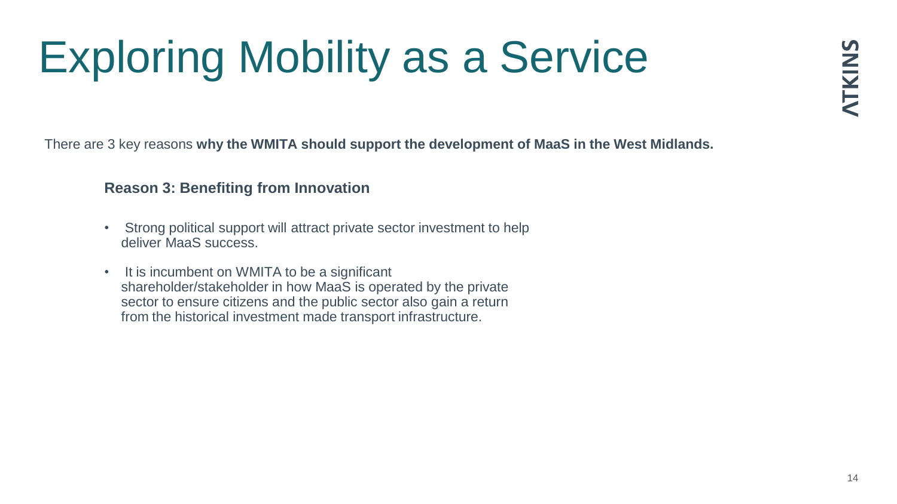# Exploring Mobility as a Service

There are 3 key reasons **why the WMITA should support the development of MaaS in the West Midlands.**

**Reason 3: Benefiting from Innovation**

- Strong political support will attract private sector investment to help deliver MaaS success.
- It is incumbent on WMITA to be a significant shareholder/stakeholder in how MaaS is operated by the private sector to ensure citizens and the public sector also gain a return from the historical investment made transport infrastructure.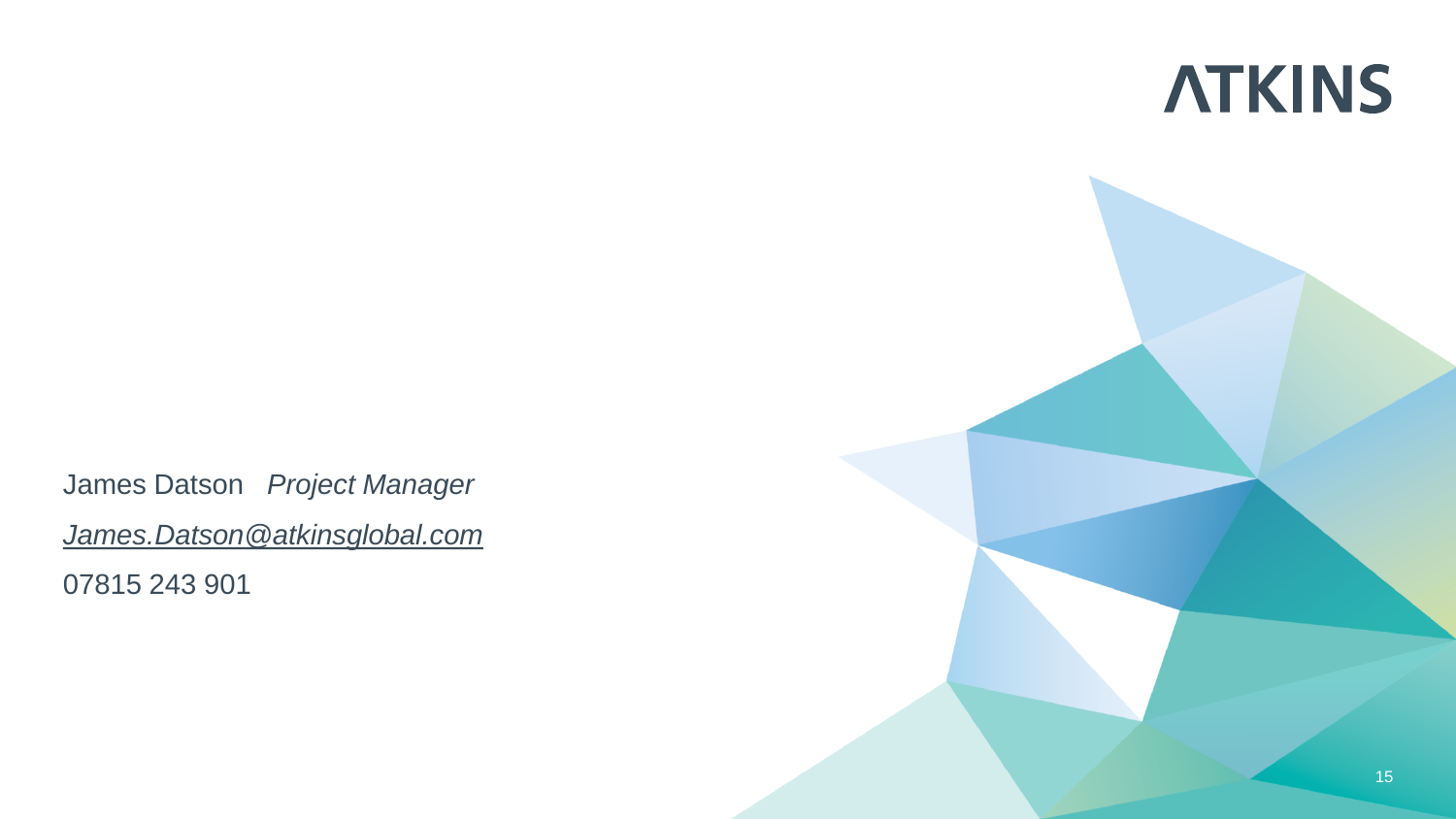ATKINS

James Datson *Project Manager*

*James.Datson@atkinsglobal.com*

07815 243 901